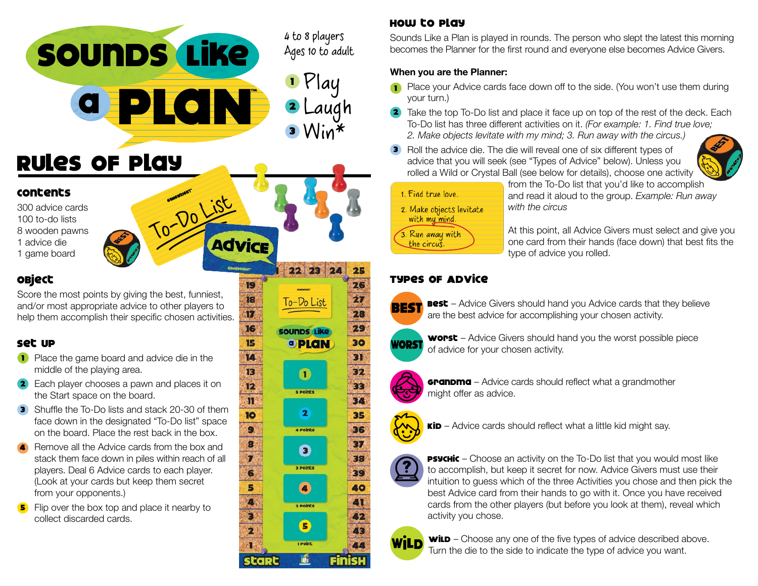# Sounds Like a Plan™

4 to 8 players
Ages 10 to adult

1. Play
2. Laugh
3. Win*

## Rules of Play

### Contents

300 advice cards
100 to-do lists
8 wooden pawns
1 advice die
1 game board

### Object

Score the most points by giving the best, funniest, and/or most appropriate advice to other players to help them accomplish their specific chosen activities.

### Set Up

1. Place the game board and advice die in the middle of the playing area.
2. Each player chooses a pawn and places it on the Start space on the board.
3. Shuffle the To-Do lists and stack 20-30 of them face down in the designated "To-Do list" space on the board. Place the rest back in the box.
4. Remove all the Advice cards from the box and stack them face down in piles within reach of all players. Deal 6 Advice cards to each player. (Look at your cards but keep them secret from your opponents.)
5. Flip over the box top and place it nearby to collect discarded cards.

## How to Play

Sounds Like a Plan is played in rounds. The person who slept the latest this morning becomes the Planner for the first round and everyone else becomes Advice Givers.

**When you are the Planner:**

1. Place your Advice cards face down off to the side. (You won't use them during your turn.)
2. Take the top To-Do list and place it face up on top of the rest of the deck. Each To-Do list has three different activities on it. *(For example: 1. Find true love; 2. Make objects levitate with my mind; 3. Run away with the circus.)*
3. Roll the advice die. The die will reveal one of six different types of advice that you will seek (see "Types of Advice" below). Unless you rolled a Wild or Crystal Ball (see below for details), choose one activity from the To-Do list that you'd like to accomplish and read it aloud to the group. *Example: Run away with the circus*

   1. Find true love.
   2. Make objects levitate with my mind.
   3. Run away with the circus.

   At this point, all Advice Givers must select and give you one card from their hands (face down) that best fits the type of advice you rolled.

## Types of Advice

**Best** – Advice Givers should hand you Advice cards that they believe are the best advice for accomplishing your chosen activity.

**Worst** – Advice Givers should hand you the worst possible piece of advice for your chosen activity.

**Grandma** – Advice cards should reflect what a grandmother might offer as advice.

**Kid** – Advice cards should reflect what a little kid might say.

**Psychic** – Choose an activity on the To-Do list that you would most like to accomplish, but keep it secret for now. Advice Givers must use their intuition to guess which of the three Activities you chose and then pick the best Advice card from their hands to go with it. Once you have received cards from the other players (but before you look at them), reveal which activity you chose.

**Wild** – Choose any one of the five types of advice described above. Turn the die to the side to indicate the type of advice you want.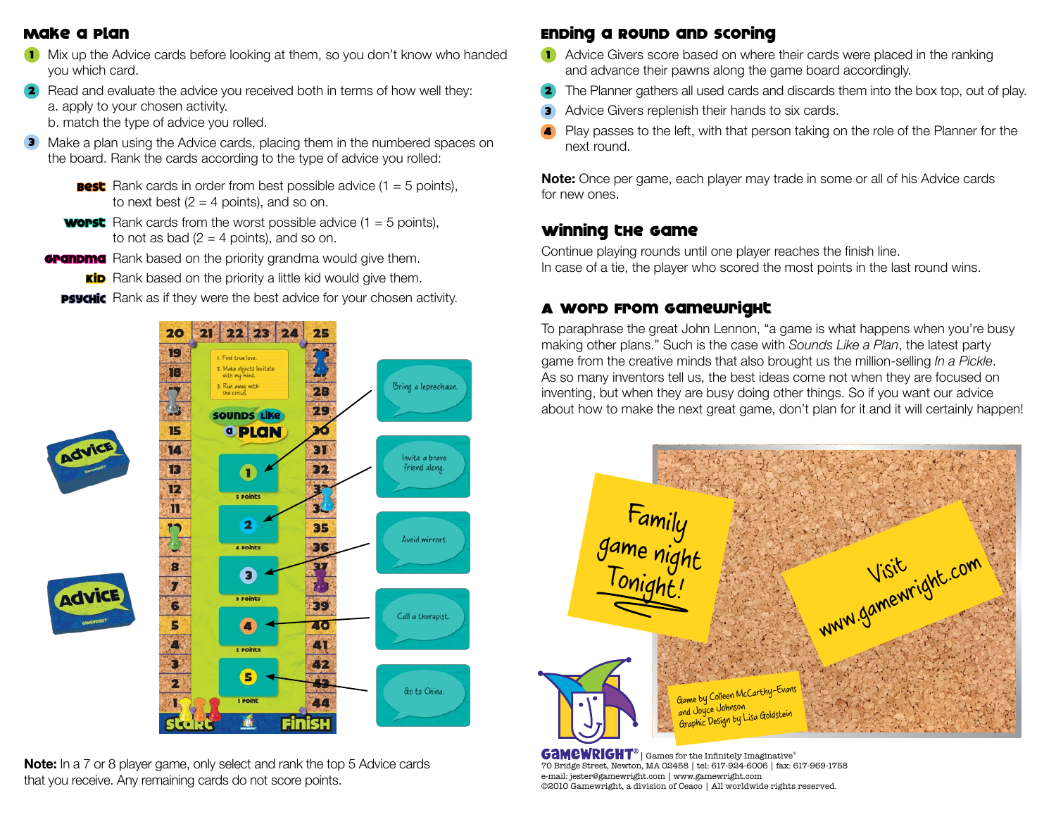## Make a Plan

1. Mix up the Advice cards before looking at them, so you don't know who handed you which card.
2. Read and evaluate the advice you received both in terms of how well they:
   a. apply to your chosen activity.
   b. match the type of advice you rolled.
3. Make a plan using the Advice cards, placing them in the numbered spaces on the board. Rank the cards according to the type of advice you rolled:

**Best** Rank cards in order from best possible advice (1 = 5 points), to next best (2 = 4 points), and so on.

**Worst** Rank cards from the worst possible advice (1 = 5 points), to not as bad (2 = 4 points), and so on.

**Grandma** Rank based on the priority grandma would give them.

**Kid** Rank based on the priority a little kid would give them.

**Psychic** Rank as if they were the best advice for your chosen activity.

**Note:** In a 7 or 8 player game, only select and rank the top 5 Advice cards that you receive. Any remaining cards do not score points.

## Ending a Round and Scoring

1. Advice Givers score based on where their cards were placed in the ranking and advance their pawns along the game board accordingly.
2. The Planner gathers all used cards and discards them into the box top, out of play.
3. Advice Givers replenish their hands to six cards.
4. Play passes to the left, with that person taking on the role of the Planner for the next round.

**Note:** Once per game, each player may trade in some or all of his Advice cards for new ones.

## Winning the Game

Continue playing rounds until one player reaches the finish line.
In case of a tie, the player who scored the most points in the last round wins.

## A Word from Gamewright

To paraphrase the great John Lennon, "a game is what happens when you're busy making other plans." Such is the case with *Sounds Like a Plan*, the latest party game from the creative minds that also brought us the million-selling *In a Pickle*. As so many inventors tell us, the best ideas come not when they are focused on inventing, but when they are busy doing other things. So if you want our advice about how to make the next great game, don't plan for it and it will certainly happen!

Game by Colleen McCarthy-Evans and Joyce Johnson
Graphic Design by Lisa Goldstein

GAMEWRIGHT® | Games for the Infinitely Imaginative®
70 Bridge Street, Newton, MA 02458 | tel: 617-924-6006 | fax: 617-969-1758
e-mail: jester@gamewright.com | www.gamewright.com
©2010 Gamewright, a division of Ceaco | All worldwide rights reserved.